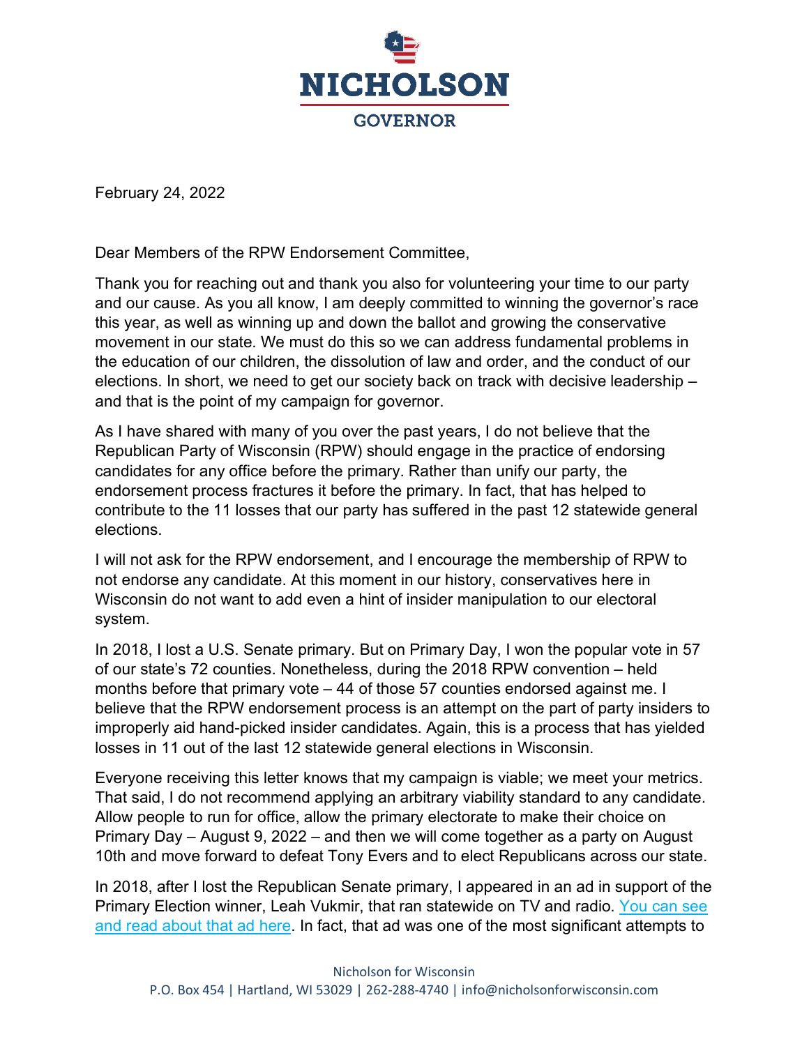# NICHOLSON

## GOVERNOR

February 24, 2022

Dear Members of the RPW Endorsement Committee,

Thank you for reaching out and thank you also for volunteering your time to our party and our cause. As you all know, I am deeply committed to winning the governor's race this year, as well as winning up and down the ballot and growing the conservative movement in our state. We must do this so we can address fundamental problems in the education of our children, the dissolution of law and order, and the conduct of our elections. In short, we need to get our society back on track with decisive leadership – and that is the point of my campaign for governor.

As I have shared with many of you over the past years, I do not believe that the Republican Party of Wisconsin (RPW) should engage in the practice of endorsing candidates for any office before the primary. Rather than unify our party, the endorsement process fractures it before the primary. In fact, that has helped to contribute to the 11 losses that our party has suffered in the past 12 statewide general elections.

I will not ask for the RPW endorsement, and I encourage the membership of RPW to not endorse any candidate. At this moment in our history, conservatives here in Wisconsin do not want to add even a hint of insider manipulation to our electoral system.

In 2018, I lost a U.S. Senate primary. But on Primary Day, I won the popular vote in 57 of our state's 72 counties. Nonetheless, during the 2018 RPW convention – held months before that primary vote – 44 of those 57 counties endorsed against me. I believe that the RPW endorsement process is an attempt on the part of party insiders to improperly aid hand-picked insider candidates. Again, this is a process that has yielded losses in 11 out of the last 12 statewide general elections in Wisconsin.

Everyone receiving this letter knows that my campaign is viable; we meet your metrics. That said, I do not recommend applying an arbitrary viability standard to any candidate. Allow people to run for office, allow the primary electorate to make their choice on Primary Day – August 9, 2022 – and then we will come together as a party on August 10th and move forward to defeat Tony Evers and to elect Republicans across our state.

In 2018, after I lost the Republican Senate primary, I appeared in an ad in support of the Primary Election winner, Leah Vukmir, that ran statewide on TV and radio. [You can see and read about that ad here](). In fact, that ad was one of the most significant attempts to

Nicholson for Wisconsin
P.O. Box 454 | Hartland, WI 53029 | 262-288-4740 | info@nicholsonforwisconsin.com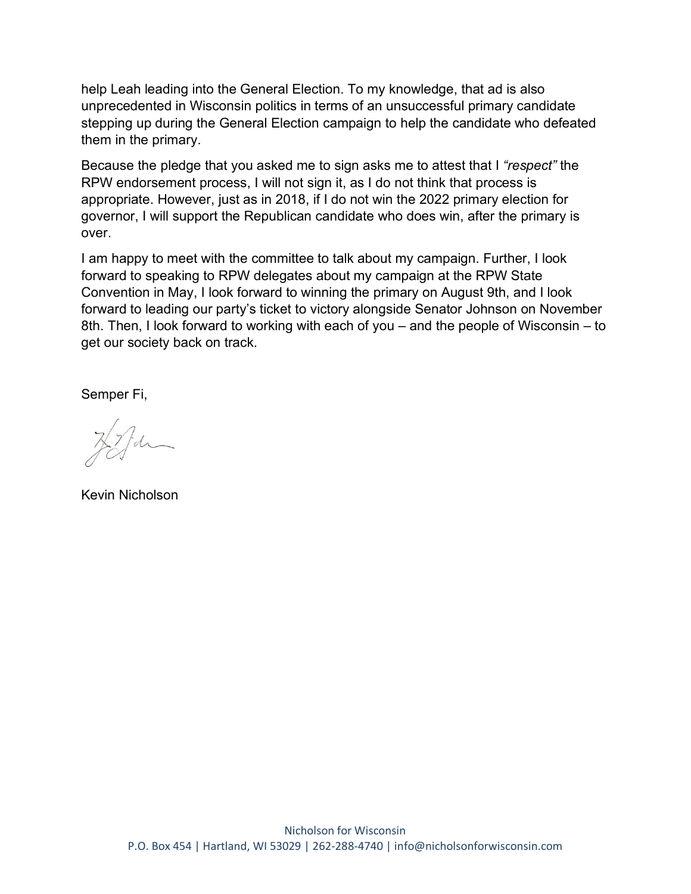help Leah leading into the General Election. To my knowledge, that ad is also unprecedented in Wisconsin politics in terms of an unsuccessful primary candidate stepping up during the General Election campaign to help the candidate who defeated them in the primary.

Because the pledge that you asked me to sign asks me to attest that I *"respect"* the RPW endorsement process, I will not sign it, as I do not think that process is appropriate. However, just as in 2018, if I do not win the 2022 primary election for governor, I will support the Republican candidate who does win, after the primary is over.

I am happy to meet with the committee to talk about my campaign. Further, I look forward to speaking to RPW delegates about my campaign at the RPW State Convention in May, I look forward to winning the primary on August 9th, and I look forward to leading our party's ticket to victory alongside Senator Johnson on November 8th. Then, I look forward to working with each of you – and the people of Wisconsin – to get our society back on track.

Semper Fi,

Kevin Nicholson

Nicholson for Wisconsin
P.O. Box 454 | Hartland, WI 53029 | 262-288-4740 | info@nicholsonforwisconsin.com